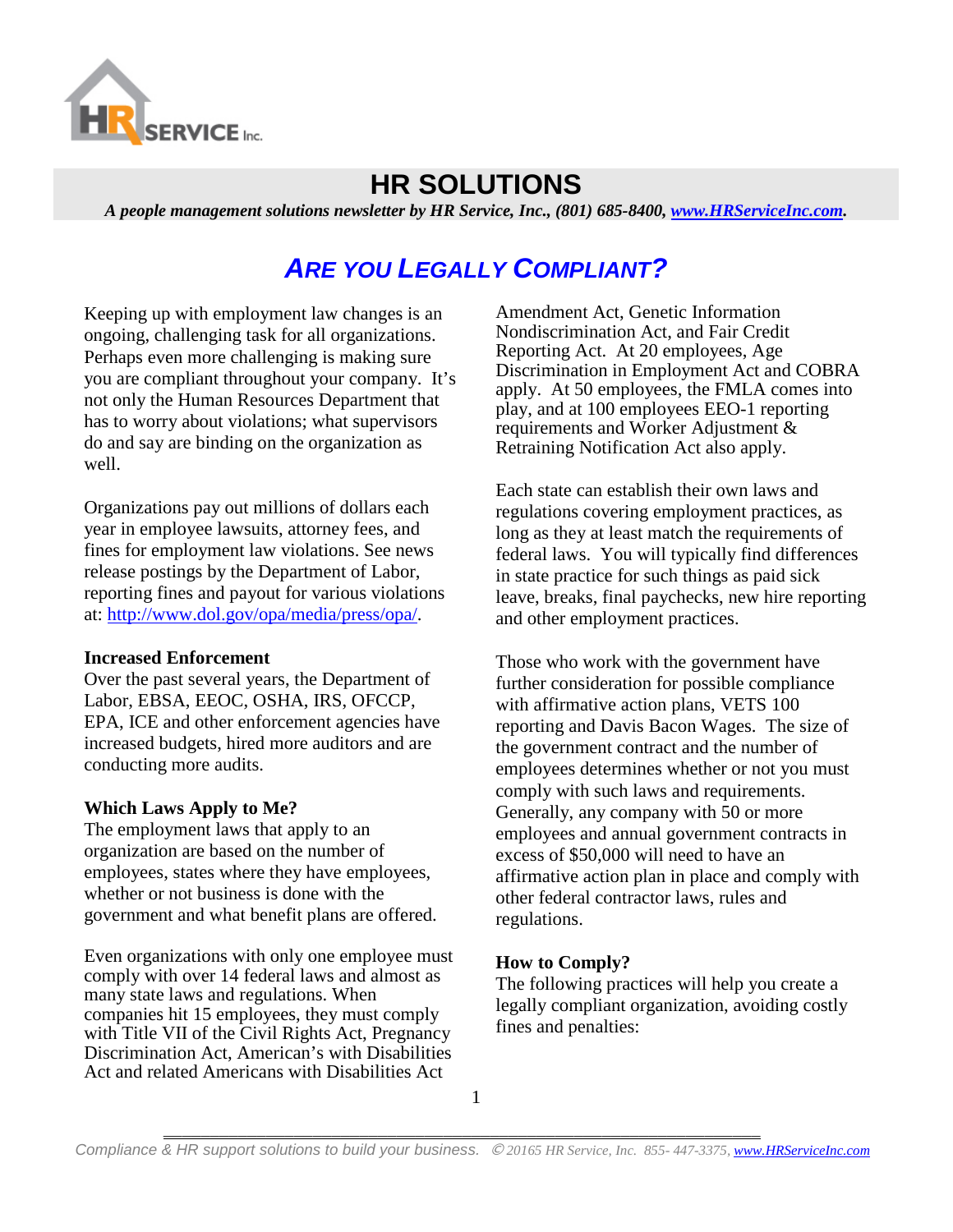# HR SOLUTIONS

*A people management solutions newsletter by HR Service, Inc., (801) 685-8400, [www.HRServiceInc.com](http://www.HRServiceInc.com).*

## *ARE YOU LEGALLY COMPLIANT?*

Keeping up with employment law changes is an ongoing, challenging task for all organizations. Perhaps even more challenging is making sure you are compliant throughout your company. It's not only the Human Resources Department that has to worry about violations; what supervisors do and say are binding on the organization as well.

Organizations pay out millions of dollars each year in employee lawsuits, attorney fees, and fines for employment law violations. See news release postings by the Department of Labor, reporting fines and payout for various violations at: [http://www.dol.gov/opa/media/press/opa/](http://www.dol.gov/opa/media/press/opa/).

**Increased Enforcement**

Over the past several years, the Department of Labor, EBSA, EEOC, OSHA, IRS, OFCCP, EPA, ICE and other enforcement agencies have increased budgets, hired more auditors and are conducting more audits.

**Which Laws Apply to Me?**

The employment laws that apply to an organization are based on the number of employees, states where they have employees, whether or not business is done with the government and what benefit plans are offered.

Even organizations with only one employee must comply with over 14 federal laws and almost as many state laws and regulations. When companies hit 15 employees, they must comply with Title VII of the Civil Rights Act, Pregnancy Discrimination Act, American's with Disabilities Act and related Americans with Disabilities Act Amendment Act, Genetic Information Nondiscrimination Act, and Fair Credit Reporting Act. At 20 employees, Age Discrimination in Employment Act and COBRA apply. At 50 employees, the FMLA comes into play, and at 100 employees EEO-1 reporting requirements and Worker Adjustment & Retraining Notification Act also apply.

Each state can establish their own laws and regulations covering employment practices, as long as they at least match the requirements of federal laws. You will typically find differences in state practice for such things as paid sick leave, breaks, final paychecks, new hire reporting and other employment practices.

Those who work with the government have further consideration for possible compliance with affirmative action plans, VETS 100 reporting and Davis Bacon Wages. The size of the government contract and the number of employees determines whether or not you must comply with such laws and requirements. Generally, any company with 50 or more employees and annual government contracts in excess of $50,000 will need to have an affirmative action plan in place and comply with other federal contractor laws, rules and regulations.

**How to Comply?**

The following practices will help you create a legally compliant organization, avoiding costly fines and penalties: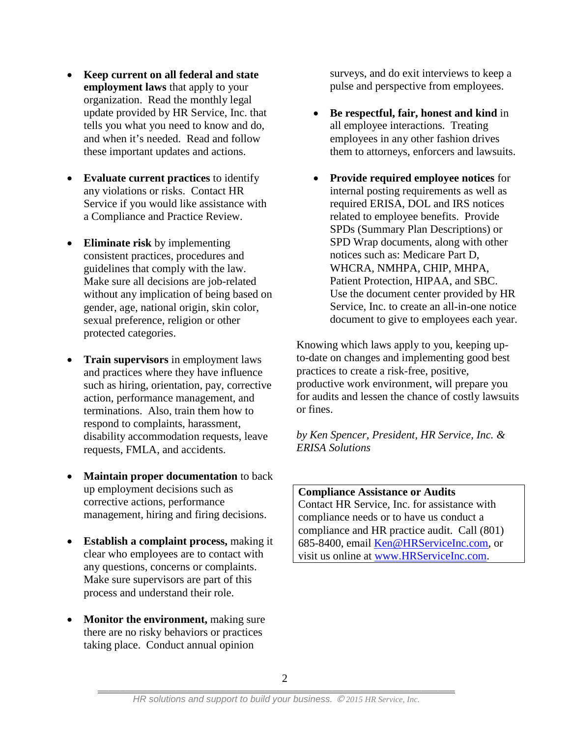- **Keep current on all federal and state employment laws** that apply to your organization. Read the monthly legal update provided by HR Service, Inc. that tells you what you need to know and do, and when it's needed. Read and follow these important updates and actions.

- **Evaluate current practices** to identify any violations or risks. Contact HR Service if you would like assistance with a Compliance and Practice Review.

- **Eliminate risk** by implementing consistent practices, procedures and guidelines that comply with the law. Make sure all decisions are job-related without any implication of being based on gender, age, national origin, skin color, sexual preference, religion or other protected categories.

- **Train supervisors** in employment laws and practices where they have influence such as hiring, orientation, pay, corrective action, performance management, and terminations. Also, train them how to respond to complaints, harassment, disability accommodation requests, leave requests, FMLA, and accidents.

- **Maintain proper documentation** to back up employment decisions such as corrective actions, performance management, hiring and firing decisions.

- **Establish a complaint process,** making it clear who employees are to contact with any questions, concerns or complaints. Make sure supervisors are part of this process and understand their role.

- **Monitor the environment,** making sure there are no risky behaviors or practices taking place. Conduct annual opinion surveys, and do exit interviews to keep a pulse and perspective from employees.

- **Be respectful, fair, honest and kind** in all employee interactions. Treating employees in any other fashion drives them to attorneys, enforcers and lawsuits.

- **Provide required employee notices** for internal posting requirements as well as required ERISA, DOL and IRS notices related to employee benefits. Provide SPDs (Summary Plan Descriptions) or SPD Wrap documents, along with other notices such as: Medicare Part D, WHCRA, NMHPA, CHIP, MHPA, Patient Protection, HIPAA, and SBC. Use the document center provided by HR Service, Inc. to create an all-in-one notice document to give to employees each year.

Knowing which laws apply to you, keeping up-to-date on changes and implementing good best practices to create a risk-free, positive, productive work environment, will prepare you for audits and lessen the chance of costly lawsuits or fines.

*by Ken Spencer, President, HR Service, Inc. & ERISA Solutions*

**Compliance Assistance or Audits**
Contact HR Service, Inc. for assistance with compliance needs or to have us conduct a compliance and HR practice audit. Call (801) 685-8400, email Ken@HRServiceInc.com, or visit us online at www.HRServiceInc.com.